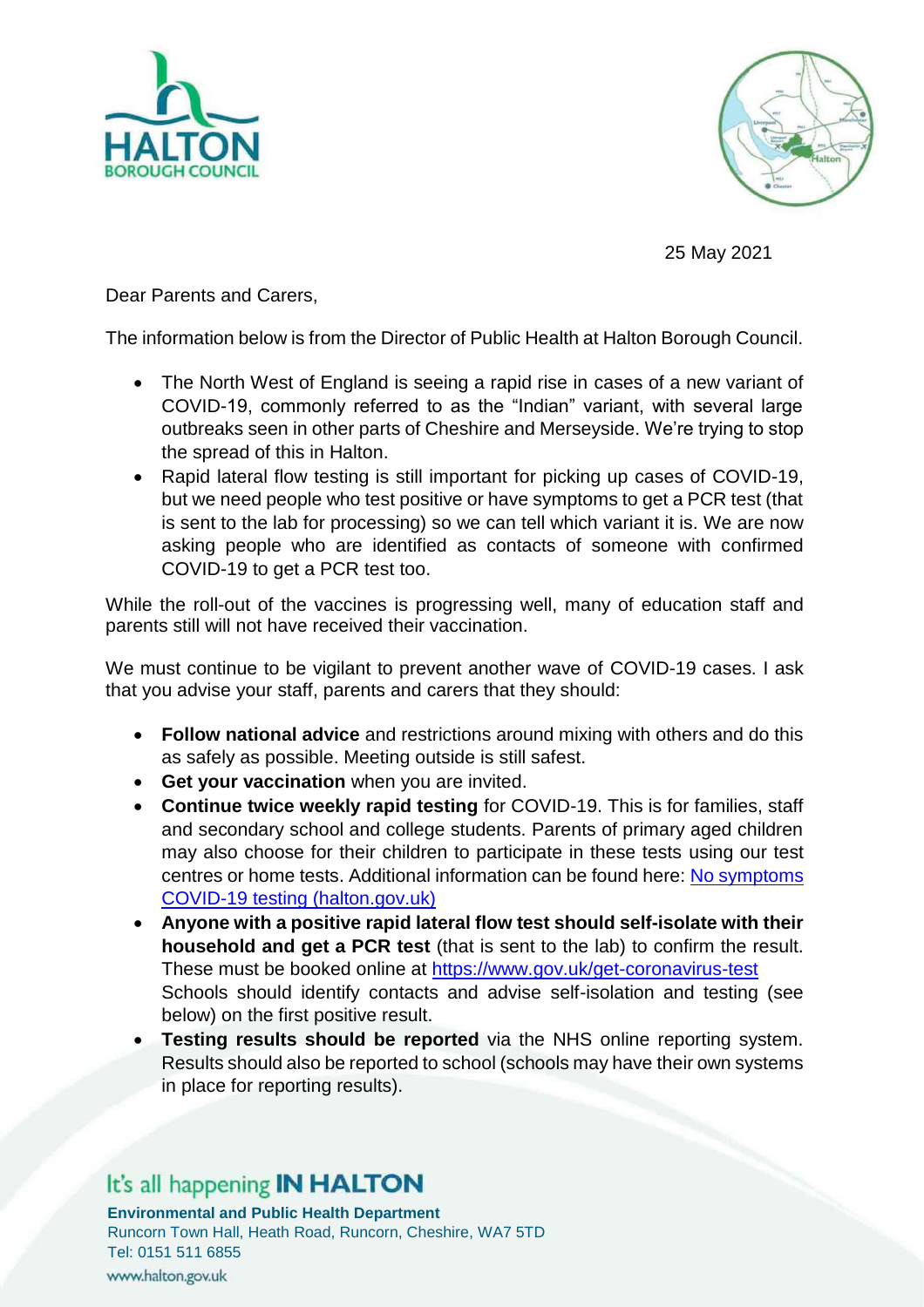25 May 2021

Dear Parents and Carers,

The information below is from the Director of Public Health at Halton Borough Council.

- The North West of England is seeing a rapid rise in cases of a new variant of COVID-19, commonly referred to as the "Indian" variant, with several large outbreaks seen in other parts of Cheshire and Merseyside. We're trying to stop the spread of this in Halton.
- Rapid lateral flow testing is still important for picking up cases of COVID-19, but we need people who test positive or have symptoms to get a PCR test (that is sent to the lab for processing) so we can tell which variant it is. We are now asking people who are identified as contacts of someone with confirmed COVID-19 to get a PCR test too.

While the roll-out of the vaccines is progressing well, many of education staff and parents still will not have received their vaccination.

We must continue to be vigilant to prevent another wave of COVID-19 cases. I ask that you advise your staff, parents and carers that they should:

- **Follow national advice** and restrictions around mixing with others and do this as safely as possible. Meeting outside is still safest.
- **Get your vaccination** when you are invited.
- **Continue twice weekly rapid testing** for COVID-19. This is for families, staff and secondary school and college students. Parents of primary aged children may also choose for their children to participate in these tests using our test centres or home tests. Additional information can be found here: [No symptoms COVID-19 testing (halton.gov.uk)]
- **Anyone with a positive rapid lateral flow test should self-isolate with their household and get a PCR test** (that is sent to the lab) to confirm the result. These must be booked online at https://www.gov.uk/get-coronavirus-test Schools should identify contacts and advise self-isolation and testing (see below) on the first positive result.
- **Testing results should be reported** via the NHS online reporting system. Results should also be reported to school (schools may have their own systems in place for reporting results).

It's all happening **IN HALTON**

**Environmental and Public Health Department**
Runcorn Town Hall, Heath Road, Runcorn, Cheshire, WA7 5TD
Tel: 0151 511 6855
www.halton.gov.uk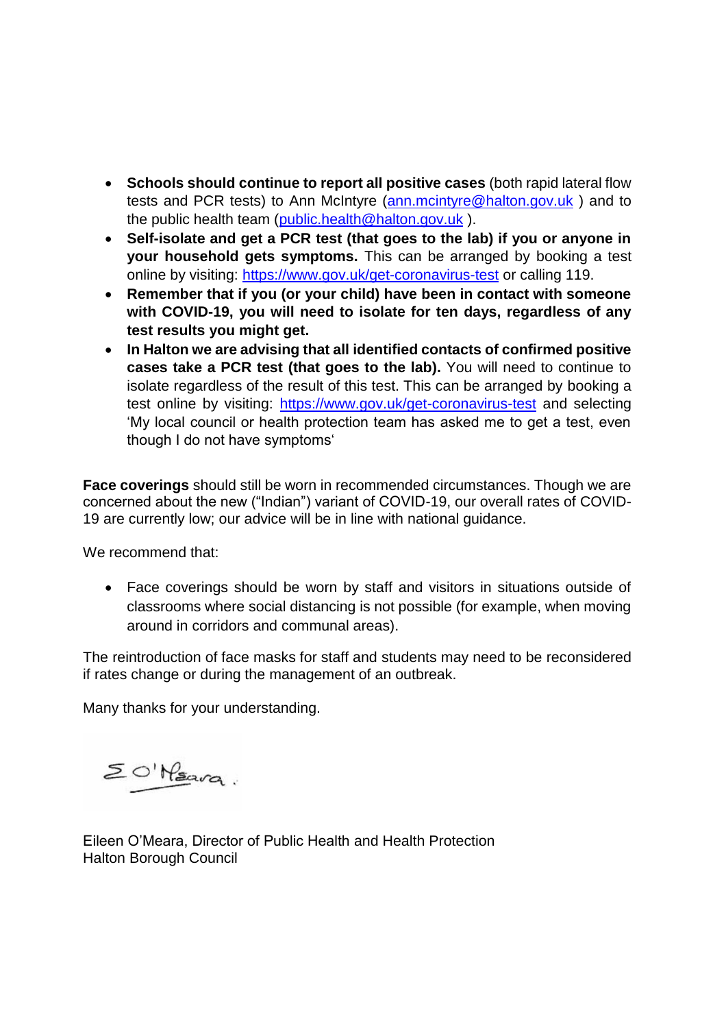- **Schools should continue to report all positive cases** (both rapid lateral flow tests and PCR tests) to Ann McIntyre (ann.mcintyre@halton.gov.uk ) and to the public health team (public.health@halton.gov.uk ).
- **Self-isolate and get a PCR test (that goes to the lab) if you or anyone in your household gets symptoms.** This can be arranged by booking a test online by visiting: https://www.gov.uk/get-coronavirus-test or calling 119.
- **Remember that if you (or your child) have been in contact with someone with COVID-19, you will need to isolate for ten days, regardless of any test results you might get.**
- **In Halton we are advising that all identified contacts of confirmed positive cases take a PCR test (that goes to the lab).** You will need to continue to isolate regardless of the result of this test. This can be arranged by booking a test online by visiting: https://www.gov.uk/get-coronavirus-test and selecting 'My local council or health protection team has asked me to get a test, even though I do not have symptoms'

**Face coverings** should still be worn in recommended circumstances. Though we are concerned about the new ("Indian") variant of COVID-19, our overall rates of COVID-19 are currently low; our advice will be in line with national guidance.

We recommend that:

- Face coverings should be worn by staff and visitors in situations outside of classrooms where social distancing is not possible (for example, when moving around in corridors and communal areas).

The reintroduction of face masks for staff and students may need to be reconsidered if rates change or during the management of an outbreak.

Many thanks for your understanding.

E O'Meara.

Eileen O'Meara, Director of Public Health and Health Protection
Halton Borough Council